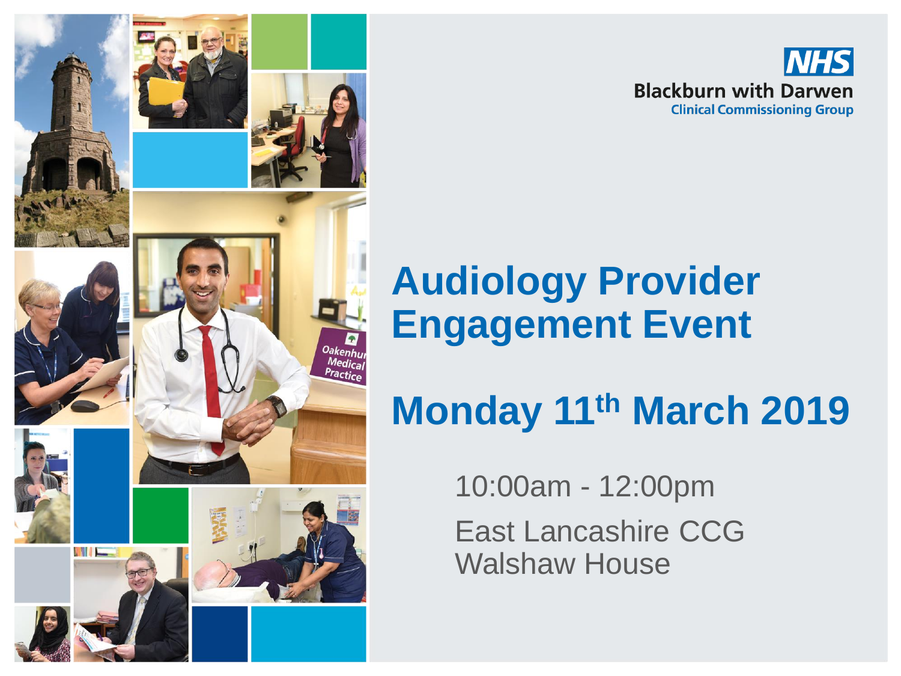NHS
Blackburn with Darwen
Clinical Commissioning Group

# Audiology Provider Engagement Event

## Monday 11th March 2019

10:00am - 12:00pm

East Lancashire CCG
Walshaw House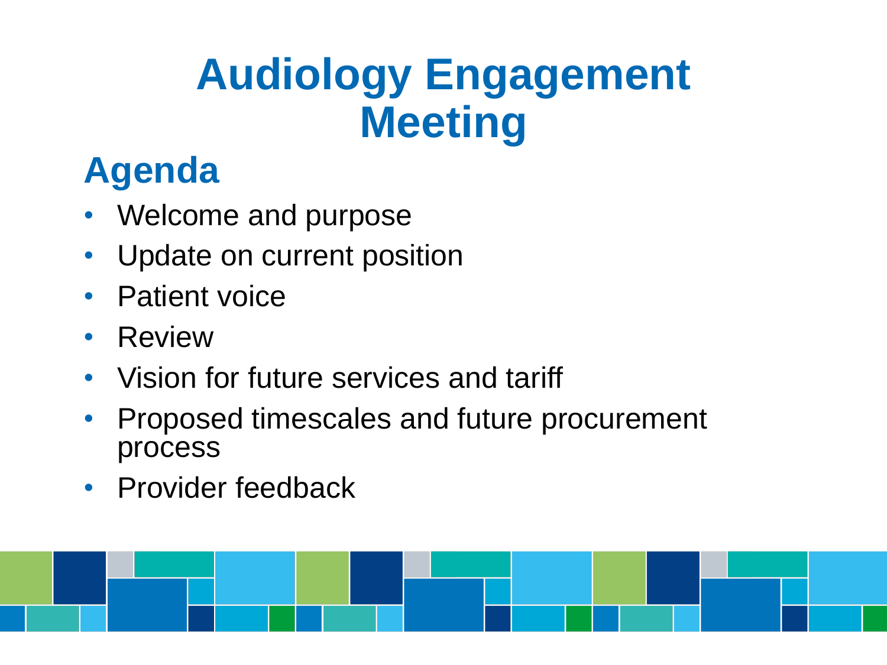# Audiology Engagement Meeting

## Agenda

- Welcome and purpose
- Update on current position
- Patient voice
- Review
- Vision for future services and tariff
- Proposed timescales and future procurement process
- Provider feedback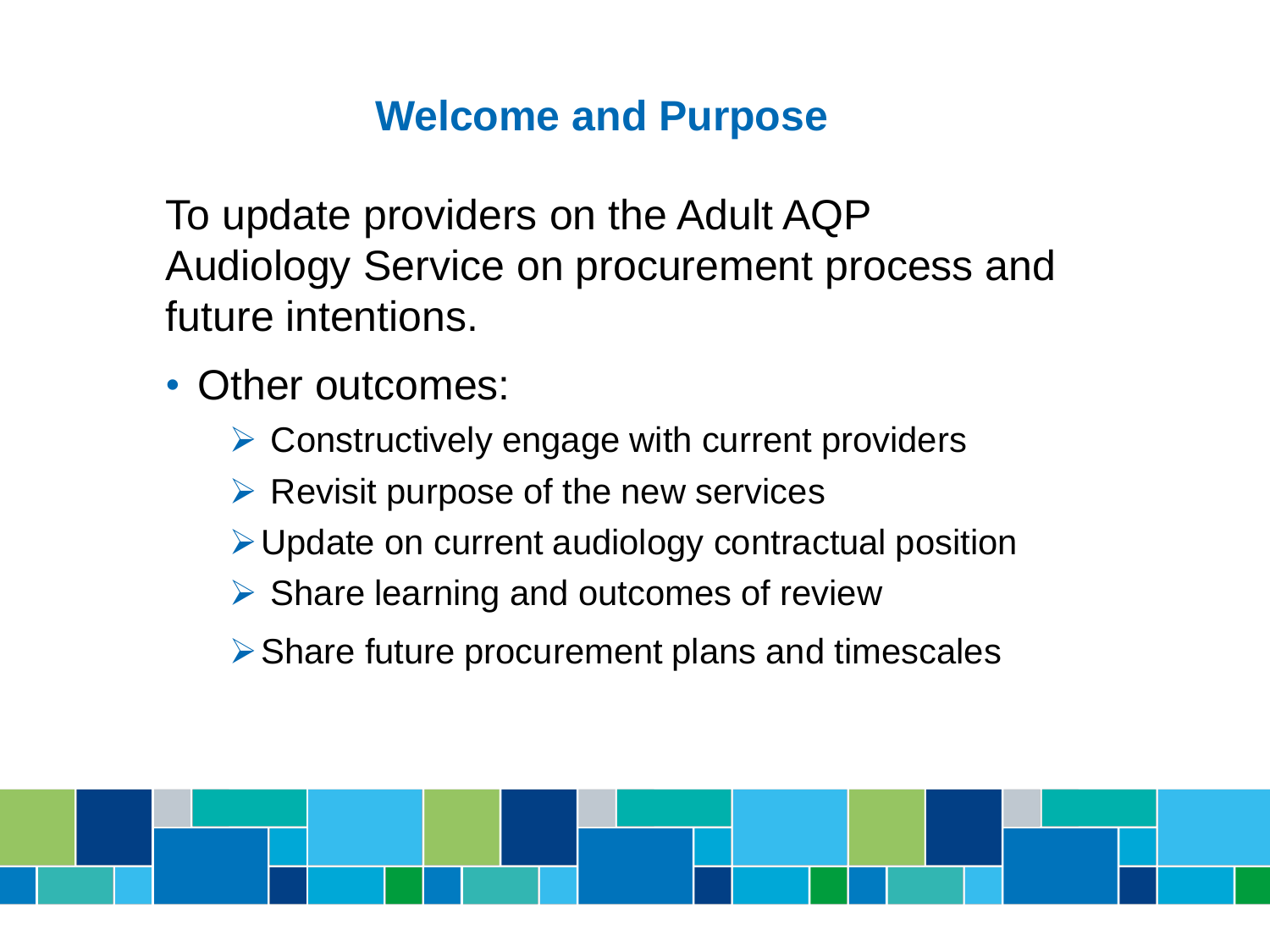# Welcome and Purpose

To update providers on the Adult AQP Audiology Service on procurement process and future intentions.

- Other outcomes:
  - Constructively engage with current providers
  - Revisit purpose of the new services
  - Update on current audiology contractual position
  - Share learning and outcomes of review
  - Share future procurement plans and timescales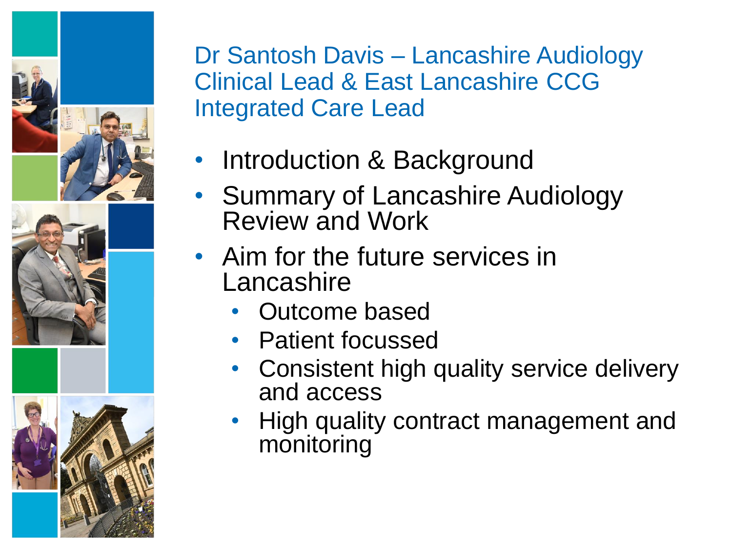## Dr Santosh Davis – Lancashire Audiology Clinical Lead & East Lancashire CCG Integrated Care Lead

- Introduction & Background
- Summary of Lancashire Audiology Review and Work
- Aim for the future services in Lancashire
  - Outcome based
  - Patient focussed
  - Consistent high quality service delivery and access
  - High quality contract management and monitoring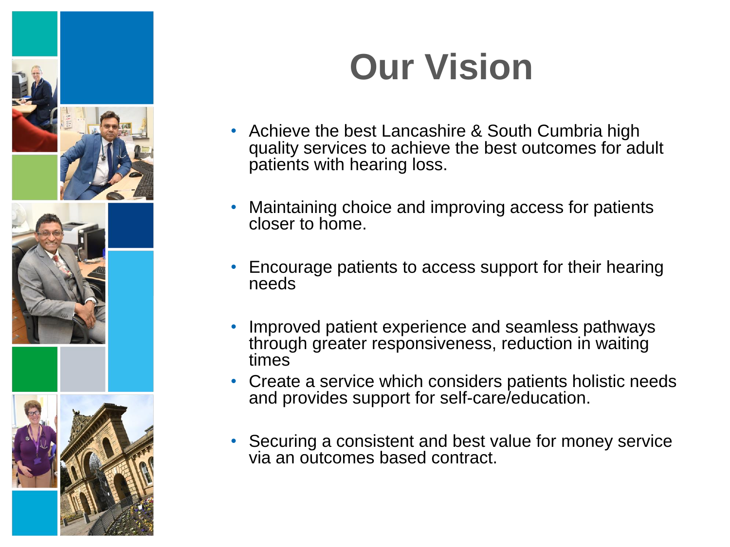# Our Vision

- Achieve the best Lancashire & South Cumbria high quality services to achieve the best outcomes for adult patients with hearing loss.
- Maintaining choice and improving access for patients closer to home.
- Encourage patients to access support for their hearing needs
- Improved patient experience and seamless pathways through greater responsiveness, reduction in waiting times
- Create a service which considers patients holistic needs and provides support for self-care/education.
- Securing a consistent and best value for money service via an outcomes based contract.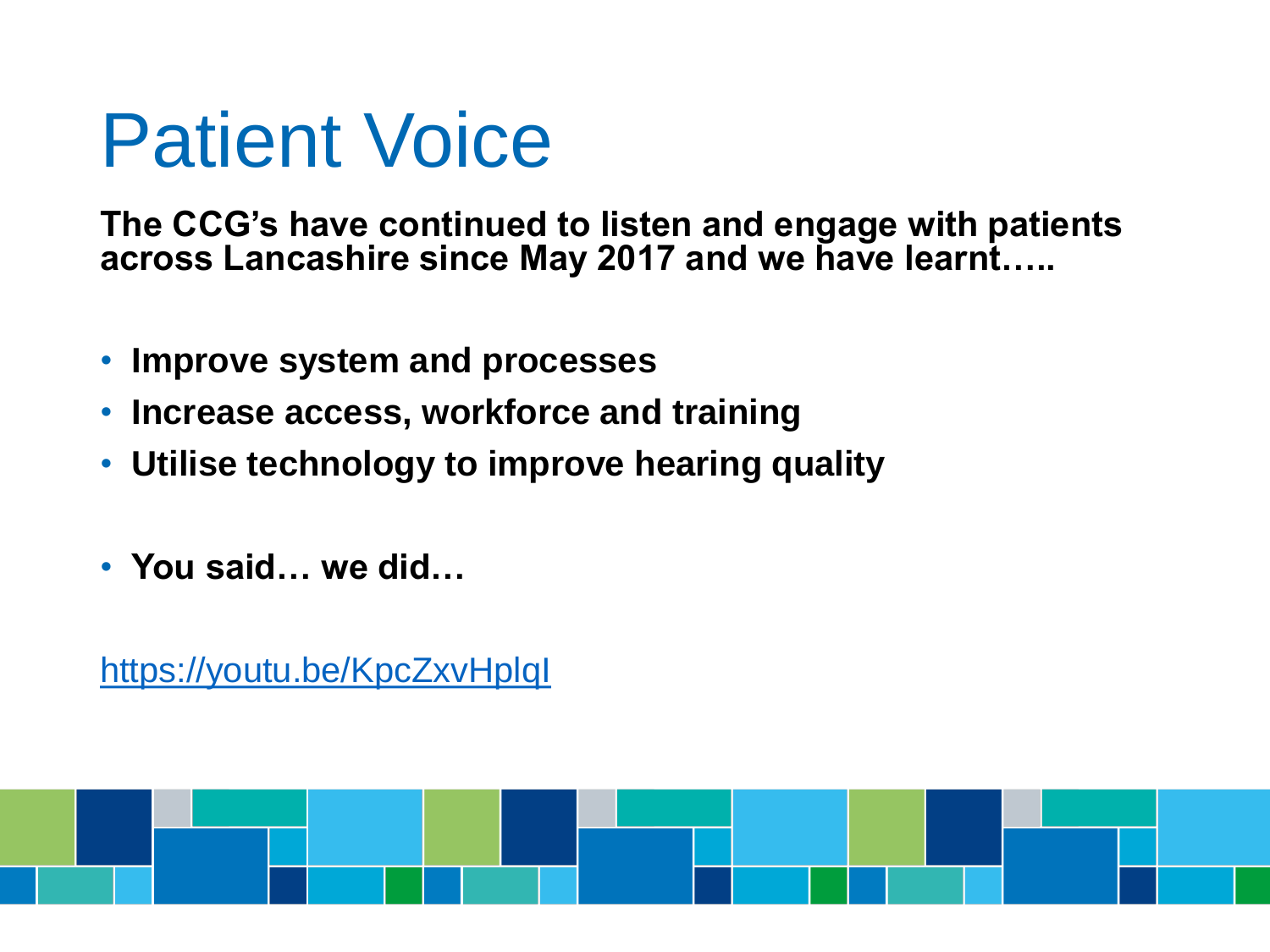# Patient Voice

**The CCG's have continued to listen and engage with patients across Lancashire since May 2017 and we have learnt…..**

- **Improve system and processes**
- **Increase access, workforce and training**
- **Utilise technology to improve hearing quality**

- **You said… we did…**

https://youtu.be/KpcZxvHplqI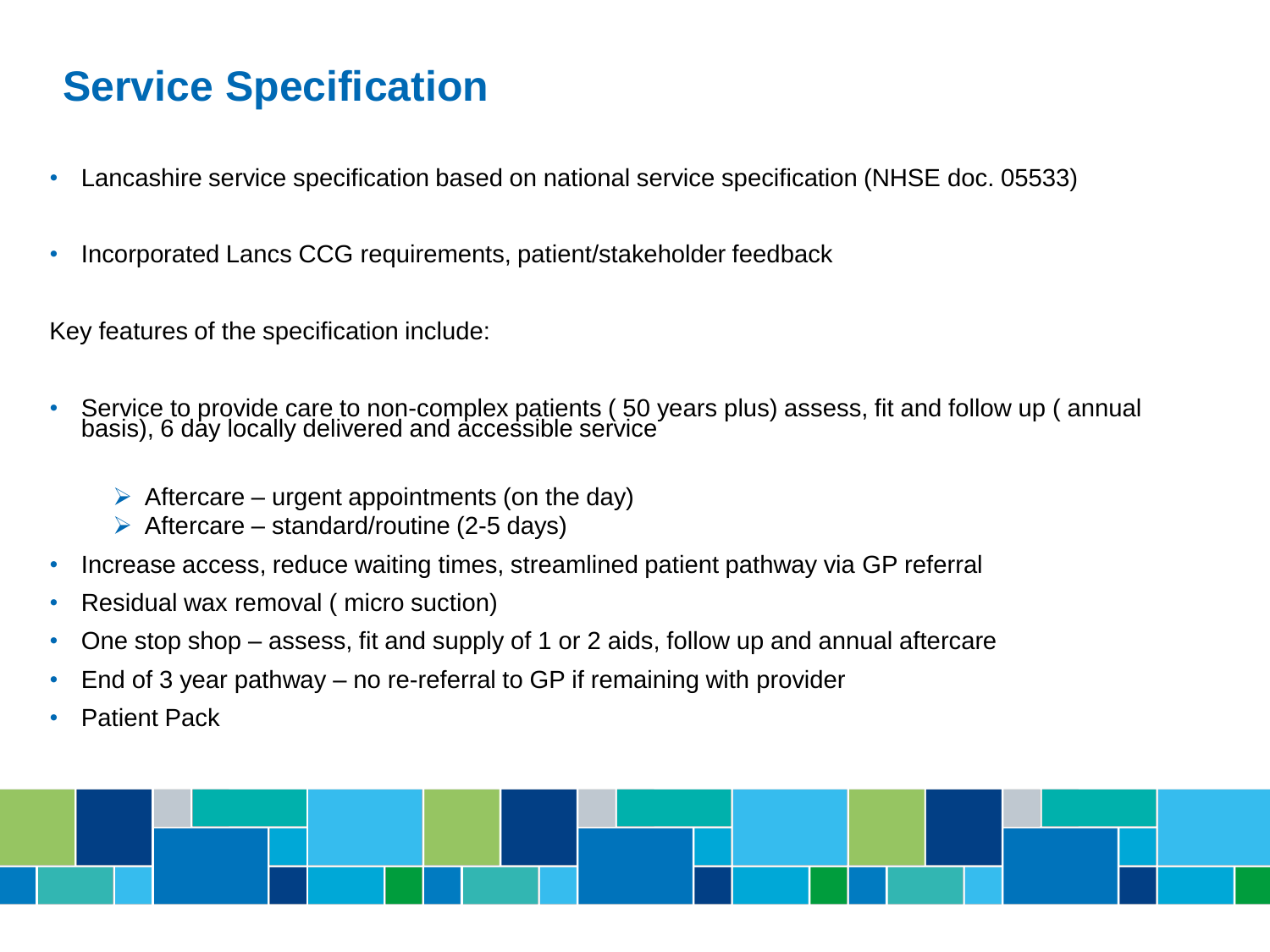# Service Specification

- Lancashire service specification based on national service specification (NHSE doc. 05533)
- Incorporated Lancs CCG requirements, patient/stakeholder feedback

Key features of the specification include:

- Service to provide care to non-complex patients ( 50 years plus) assess, fit and follow up ( annual basis), 6 day locally delivered and accessible service
  - Aftercare – urgent appointments (on the day)
  - Aftercare – standard/routine (2-5 days)
- Increase access, reduce waiting times, streamlined patient pathway via GP referral
- Residual wax removal ( micro suction)
- One stop shop – assess, fit and supply of 1 or 2 aids, follow up and annual aftercare
- End of 3 year pathway – no re-referral to GP if remaining with provider
- Patient Pack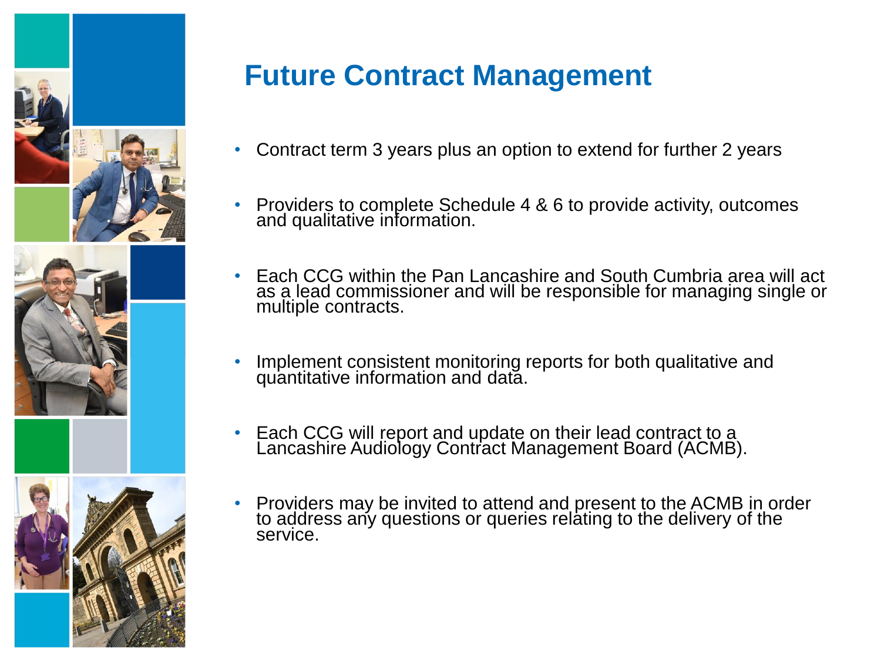# Future Contract Management

- Contract term 3 years plus an option to extend for further 2 years
- Providers to complete Schedule 4 & 6 to provide activity, outcomes and qualitative information.
- Each CCG within the Pan Lancashire and South Cumbria area will act as a lead commissioner and will be responsible for managing single or multiple contracts.
- Implement consistent monitoring reports for both qualitative and quantitative information and data.
- Each CCG will report and update on their lead contract to a Lancashire Audiology Contract Management Board (ACMB).
- Providers may be invited to attend and present to the ACMB in order to address any questions or queries relating to the delivery of the service.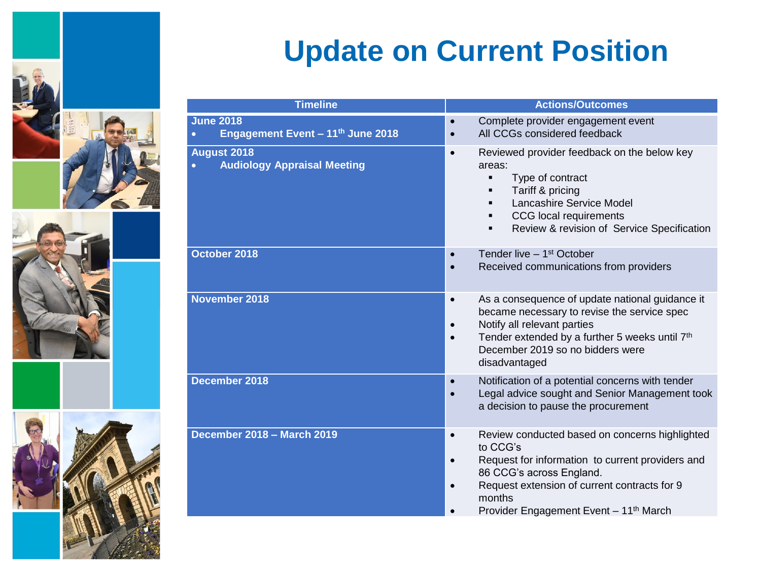# Update on Current Position

| Timeline | Actions/Outcomes |
|---|---|
| **June 2018**<br>• **Engagement Event – 11th June 2018** | • Complete provider engagement event<br>• All CCGs considered feedback |
| **August 2018**<br>• **Audiology Appraisal Meeting** | • Reviewed provider feedback on the below key areas:<br>  ▪ Type of contract<br>  ▪ Tariff & pricing<br>  ▪ Lancashire Service Model<br>  ▪ CCG local requirements<br>  ▪ Review & revision of Service Specification |
| **October 2018** | • Tender live – 1st October<br>• Received communications from providers |
| **November 2018** | • As a consequence of update national guidance it became necessary to revise the service spec<br>• Notify all relevant parties<br>• Tender extended by a further 5 weeks until 7th December 2019 so no bidders were disadvantaged |
| **December 2018** | • Notification of a potential concerns with tender<br>• Legal advice sought and Senior Management took a decision to pause the procurement |
| **December 2018 – March 2019** | • Review conducted based on concerns highlighted to CCG's<br>• Request for information to current providers and 86 CCG's across England.<br>• Request extension of current contracts for 9 months<br>• Provider Engagement Event – 11th March |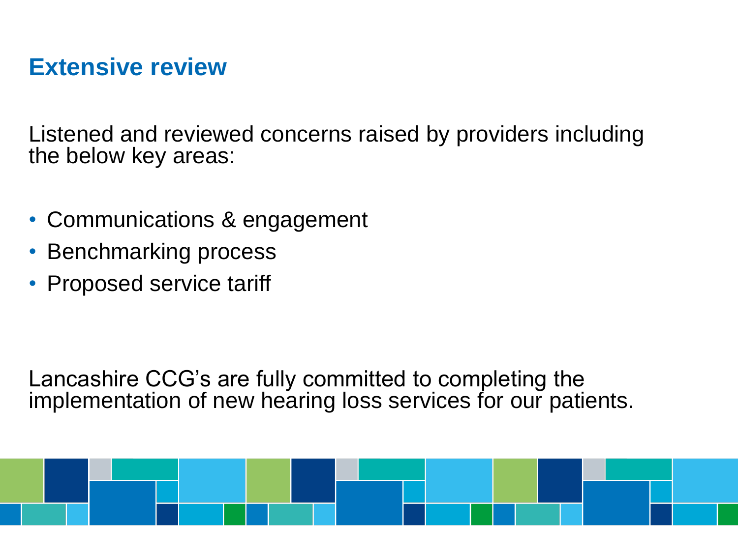## Extensive review

Listened and reviewed concerns raised by providers including the below key areas:

- Communications & engagement
- Benchmarking process
- Proposed service tariff

Lancashire CCG's are fully committed to completing the implementation of new hearing loss services for our patients.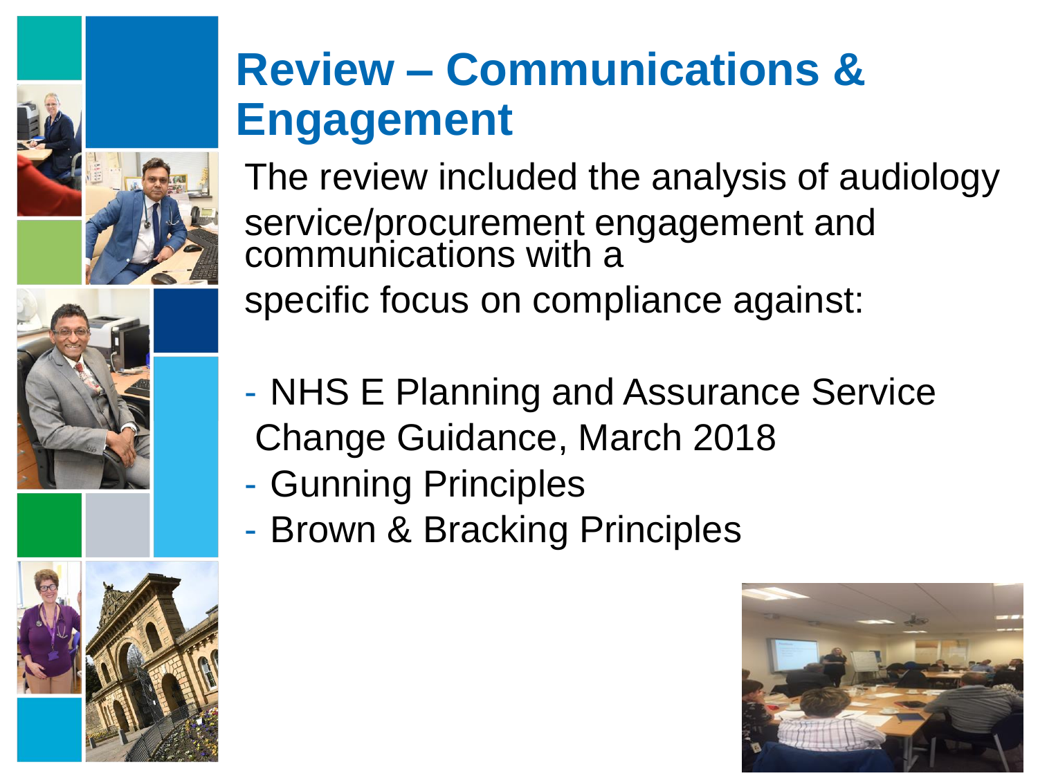# Review – Communications & Engagement

The review included the analysis of audiology service/procurement engagement and communications with a specific focus on compliance against:

- NHS E Planning and Assurance Service Change Guidance, March 2018
- Gunning Principles
- Brown & Bracking Principles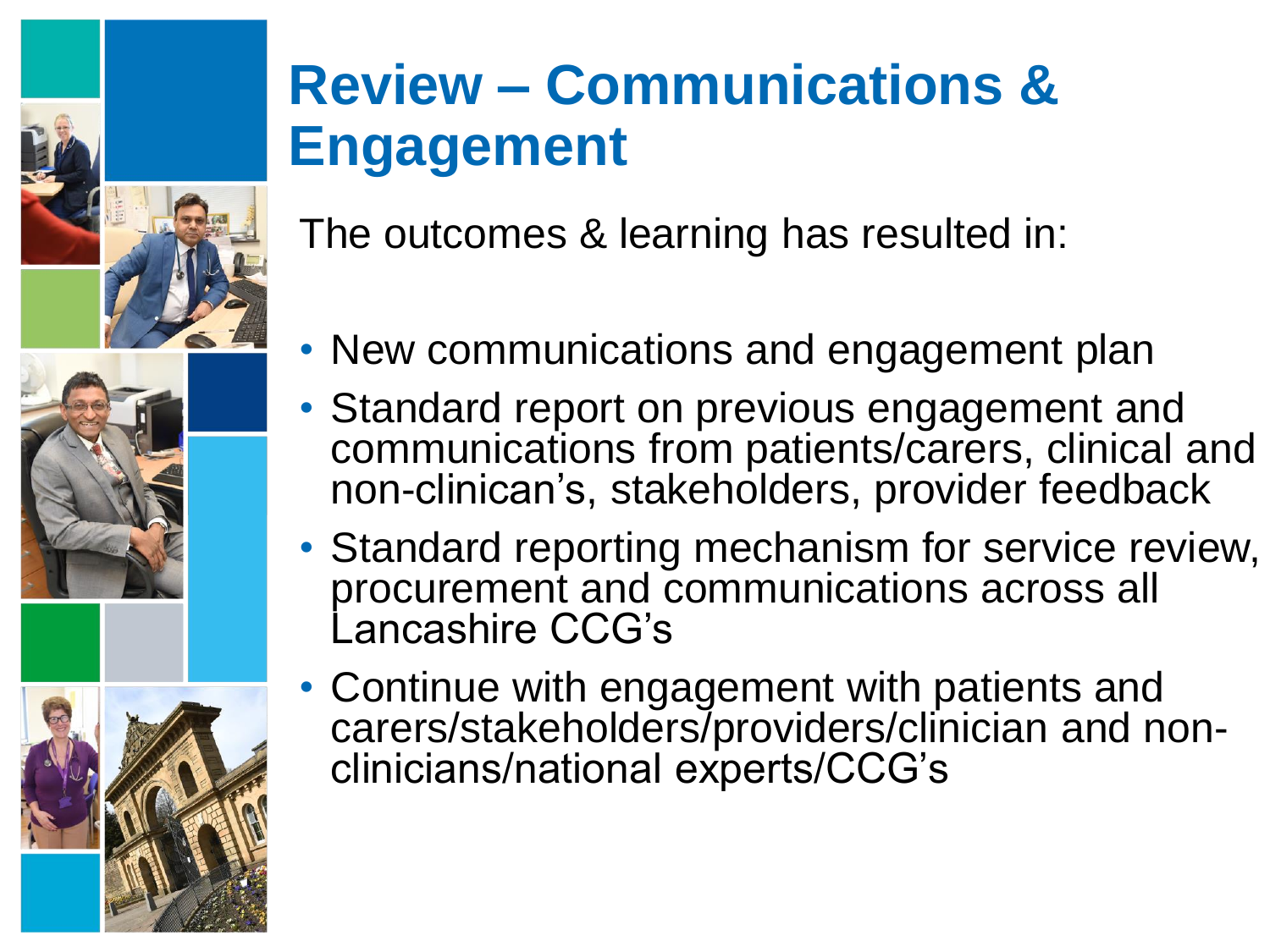# Review – Communications & Engagement

The outcomes & learning has resulted in:

- New communications and engagement plan
- Standard report on previous engagement and communications from patients/carers, clinical and non-clinican's, stakeholders, provider feedback
- Standard reporting mechanism for service review, procurement and communications across all Lancashire CCG's
- Continue with engagement with patients and carers/stakeholders/providers/clinician and non-clinicians/national experts/CCG's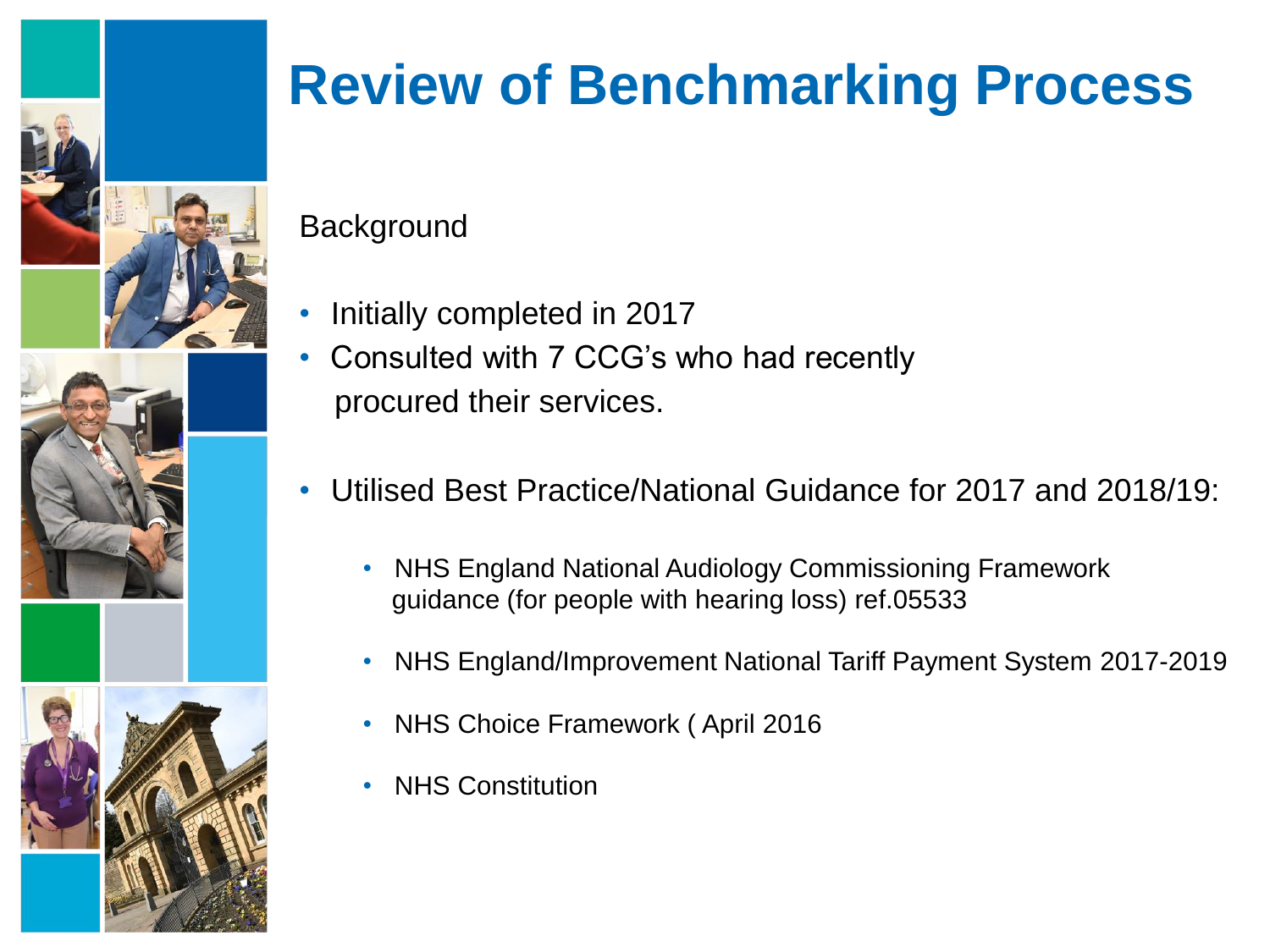# Review of Benchmarking Process

Background

- Initially completed in 2017
- Consulted with 7 CCG's who had recently procured their services.

- Utilised Best Practice/National Guidance for 2017 and 2018/19:
  - NHS England National Audiology Commissioning Framework guidance (for people with hearing loss) ref.05533
  - NHS England/Improvement National Tariff Payment System 2017-2019
  - NHS Choice Framework ( April 2016
  - NHS Constitution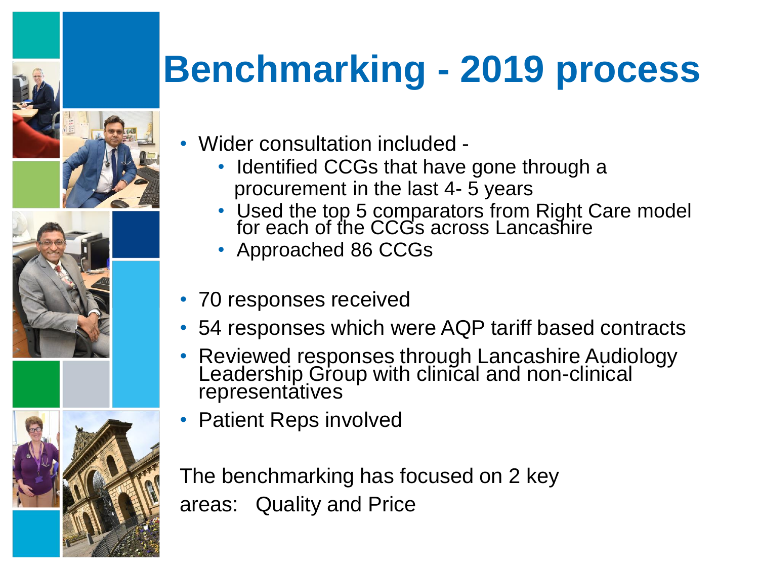# Benchmarking - 2019 process

- Wider consultation included -
  - Identified CCGs that have gone through a procurement in the last 4- 5 years
  - Used the top 5 comparators from Right Care model for each of the CCGs across Lancashire
  - Approached 86 CCGs
- 70 responses received
- 54 responses which were AQP tariff based contracts
- Reviewed responses through Lancashire Audiology Leadership Group with clinical and non-clinical representatives
- Patient Reps involved

The benchmarking has focused on 2 key areas: Quality and Price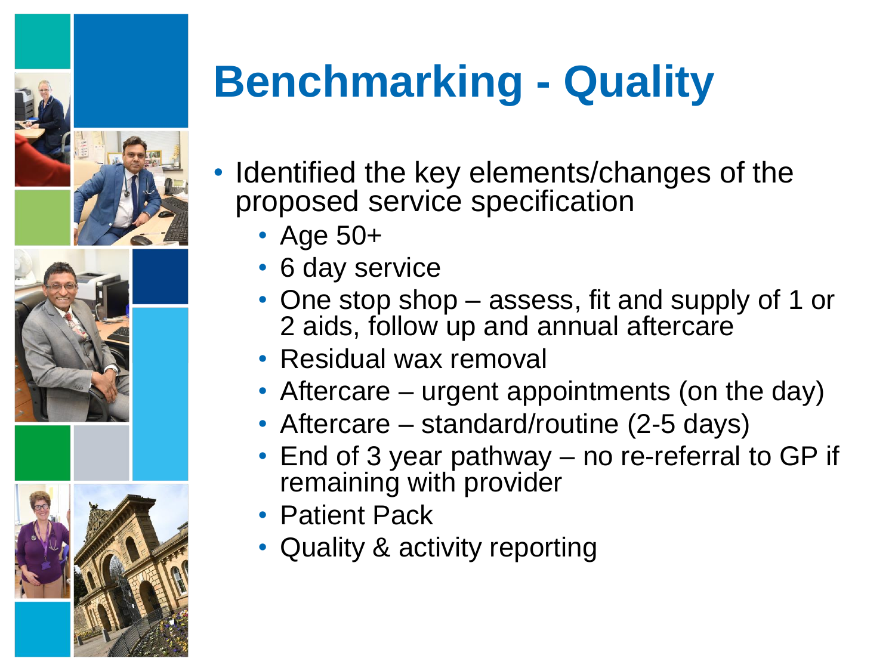# Benchmarking - Quality

- Identified the key elements/changes of the proposed service specification
  - Age 50+
  - 6 day service
  - One stop shop – assess, fit and supply of 1 or 2 aids, follow up and annual aftercare
  - Residual wax removal
  - Aftercare – urgent appointments (on the day)
  - Aftercare – standard/routine (2-5 days)
  - End of 3 year pathway – no re-referral to GP if remaining with provider
  - Patient Pack
  - Quality & activity reporting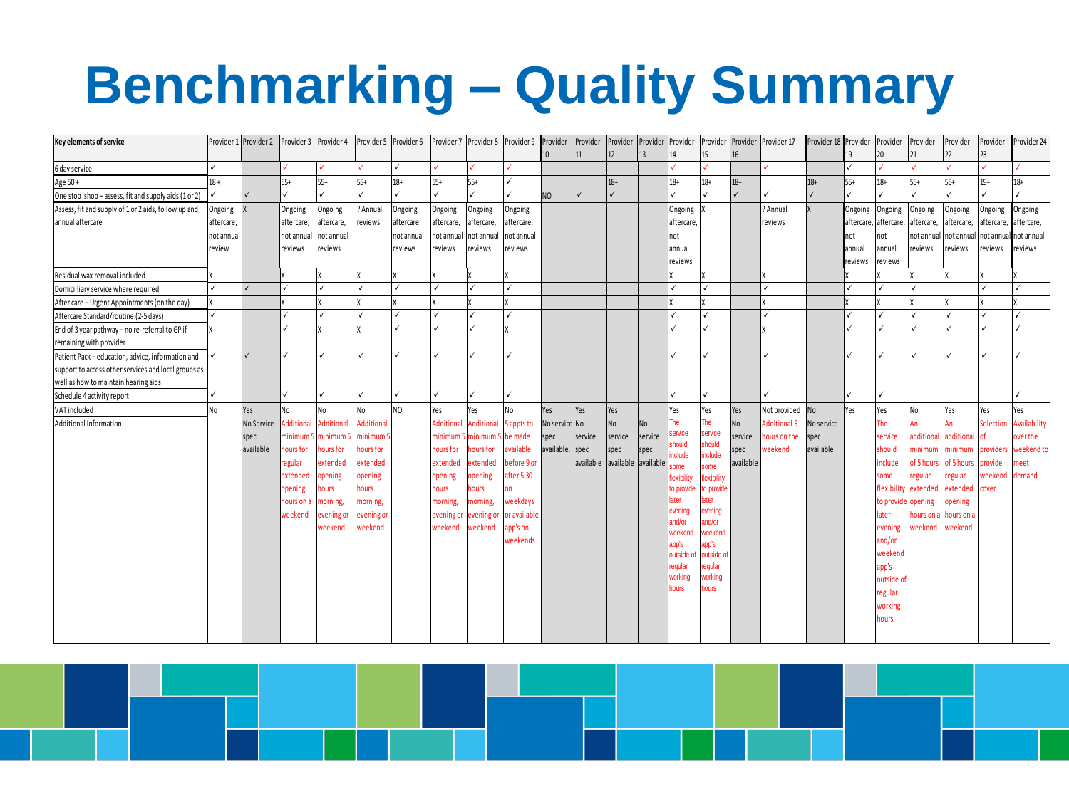# Benchmarking – Quality Summary

| Key elements of service | Provider 1 | Provider 2 | Provider 3 | Provider 4 | Provider 5 | Provider 6 | Provider 7 | Provider 8 | Provider 9 | Provider 10 | Provider 11 | Provider 12 | Provider 13 | Provider 14 | Provider 15 | Provider 16 | Provider 17 | Provider 18 | Provider 19 | Provider 20 | Provider 21 | Provider 22 | Provider 23 | Provider 24 |
|---|---|---|---|---|---|---|---|---|---|---|---|---|---|---|---|---|---|---|---|---|---|---|---|---|
| 6 day service | ✓ | | ✓ | ✓ | ✓ | ✓ | ✓ | ✓ | ✓ | | | | | ✓ | ✓ | | ✓ | | ✓ | ✓ | ✓ | ✓ | ✓ | ✓ |
| Age 50+ | 18 + | | 55+ | 55+ | 55+ | 18+ | 55+ | 55+ | ✓ | | | 18+ | | 18+ | 18+ | 18+ | | 18+ | 55+ | 18+ | 55+ | 55+ | 19+ | 18+ |
| One stop shop – assess, fit and supply aids (1 or 2) | ✓ | ✓ | ✓ | ✓ | ✓ | ✓ | ✓ | ✓ | ✓ | NO | ✓ | ✓ | | ✓ | ✓ | ✓ | ✓ | ✓ | ✓ | ✓ | ✓ | ✓ | ✓ | ✓ |
| Assess, fit and supply of 1 or 2 aids, follow up and annual aftercare | Ongoing aftercare, not annual review | X | Ongoing aftercare, not annual reviews | Ongoing aftercare, not annual reviews | ? Annual reviews | Ongoing aftercare, not annual reviews | Ongoing aftercare, not annual reviews | Ongoing aftercare, not annual reviews | Ongoing aftercare, not annual reviews | | | | | Ongoing aftercare, not annual reviews | X | | ? Annual reviews | X | Ongoing aftercare, not annual reviews | Ongoing aftercare, not annual reviews | Ongoing aftercare, not annual reviews | Ongoing aftercare, not annual reviews | Ongoing aftercare, not annual reviews | Ongoing aftercare, not annual reviews |
| Residual wax removal included | X | | X | X | X | X | X | X | X | | | | | X | X | | X | | X | X | X | X | X | X |
| Domicilliary service where required | ✓ | ✓ | ✓ | ✓ | ✓ | ✓ | ✓ | ✓ | ✓ | | | | | ✓ | ✓ | | ✓ | | ✓ | ✓ | ✓ | | ✓ | ✓ |
| After care – Urgent Appointments (on the day) | X | | X | X | X | X | X | X | X | | | | | X | X | | X | | X | X | X | X | X | X |
| Aftercare Standard/routine (2-5 days) | ✓ | | ✓ | ✓ | ✓ | ✓ | ✓ | ✓ | ✓ | | | | | ✓ | ✓ | | ✓ | | ✓ | ✓ | ✓ | ✓ | ✓ | ✓ |
| End of 3 year pathway – no re-referral to GP if remaining with provider | X | | ✓ | X | X | ✓ | ✓ | ✓ | X | | | | | ✓ | ✓ | | X | | ✓ | ✓ | ✓ | ✓ | ✓ | ✓ |
| Patient Pack – education, advice, information and support to access other services and local groups as well as how to maintain hearing aids | ✓ | ✓ | ✓ | ✓ | ✓ | ✓ | ✓ | ✓ | ✓ | | | | | ✓ | ✓ | | ✓ | | ✓ | ✓ | ✓ | ✓ | ✓ | ✓ |
| Schedule 4 activity report | ✓ | | ✓ | ✓ | ✓ | ✓ | ✓ | ✓ | ✓ | | | | | ✓ | ✓ | | ✓ | | ✓ | ✓ | | | | ✓ |
| VAT included | No | Yes | No | No | No | NO | Yes | Yes | No | Yes | Yes | Yes | | Yes | Yes | Yes | Not provided | No | Yes | Yes | No | Yes | Yes | Yes |
| Additional Information | | No Service spec available | Additional minimum 5 hours for regular extended opening hours on a weekend | Additional minimum 5 hours for extended opening hours morning, evening or weekend | Additional minimum 5 hours for extended opening hours morning, evening or weekend | | Additional minimum 5 hours for extended opening hours morning, evening or weekend | Additional minimum 5 hours for extended opening hours morning, evening or weekend | 5 appts to be made available before 9 or after 5.30 on weekdays or available app's on weekends | No service spec available. | No service spec available | No service spec available | No service spec available | The service should include some flexibility to provide later evening and/or weekend app's outside of regular working hours | The service should include some flexibility to provide later evening and/or weekend app's outside of regular working hours | No service spec available | Additional 5 hours on the weekend | No service spec available | | The service should include some flexibility to provide later evening and/or weekend app's outside of regular working hours | An additional minimum of 5 hours regular extended opening hours on a weekend | An additional minimum of 5 hours regular extended opening hours on a weekend | Selection of providers provide weekend cover | Availability over the weekend to meet demand |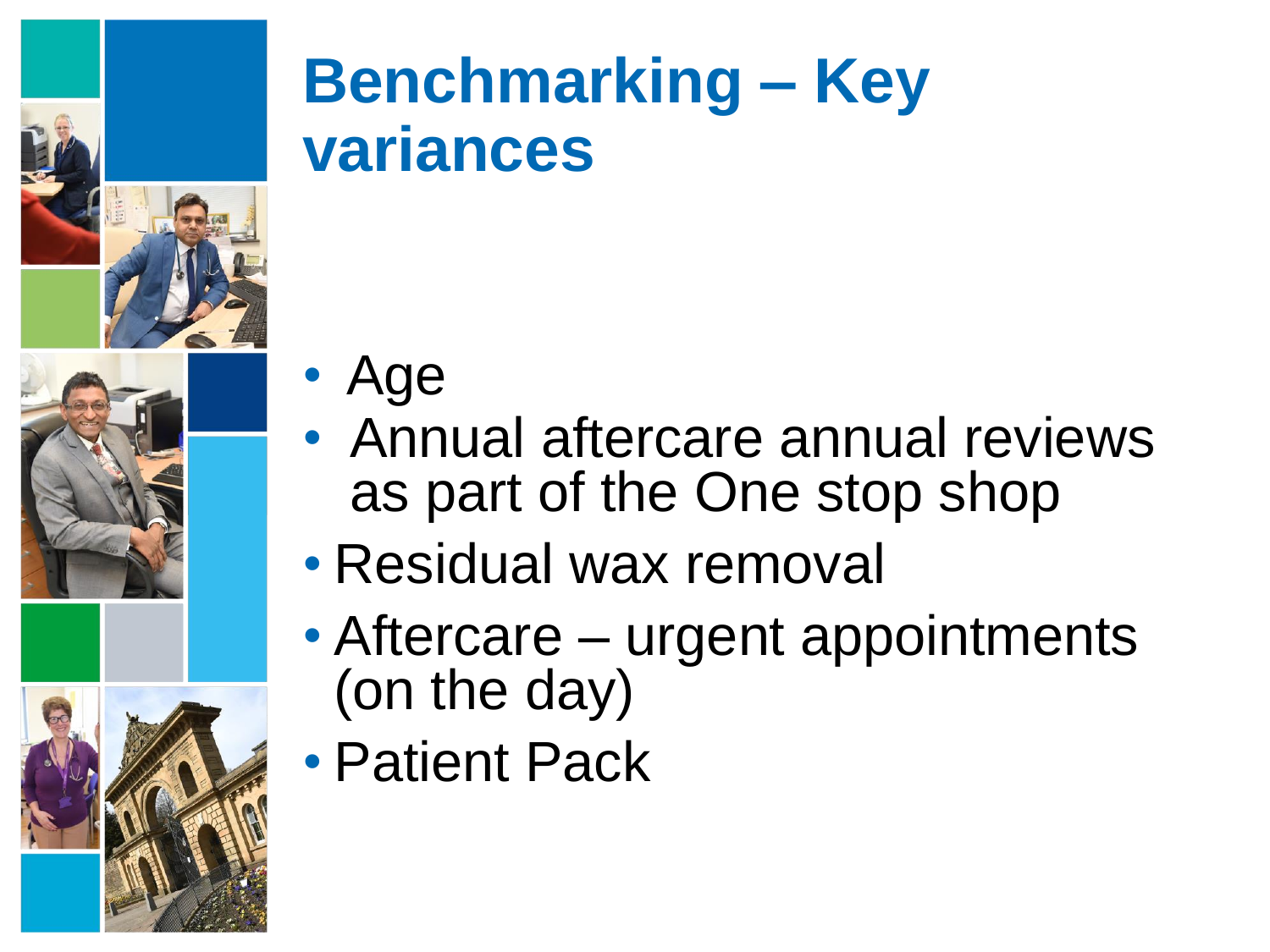# Benchmarking – Key variances

- Age
- Annual aftercare annual reviews as part of the One stop shop
- Residual wax removal
- Aftercare – urgent appointments (on the day)
- Patient Pack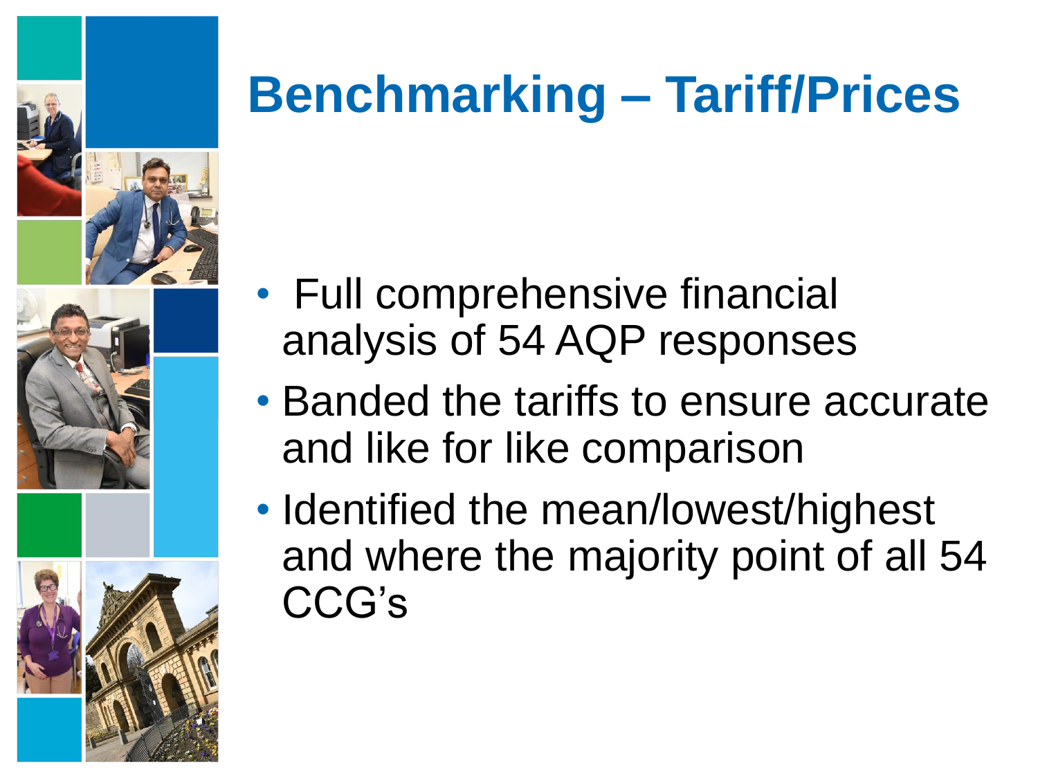# Benchmarking – Tariff/Prices

- Full comprehensive financial analysis of 54 AQP responses
- Banded the tariffs to ensure accurate and like for like comparison
- Identified the mean/lowest/highest and where the majority point of all 54 CCG's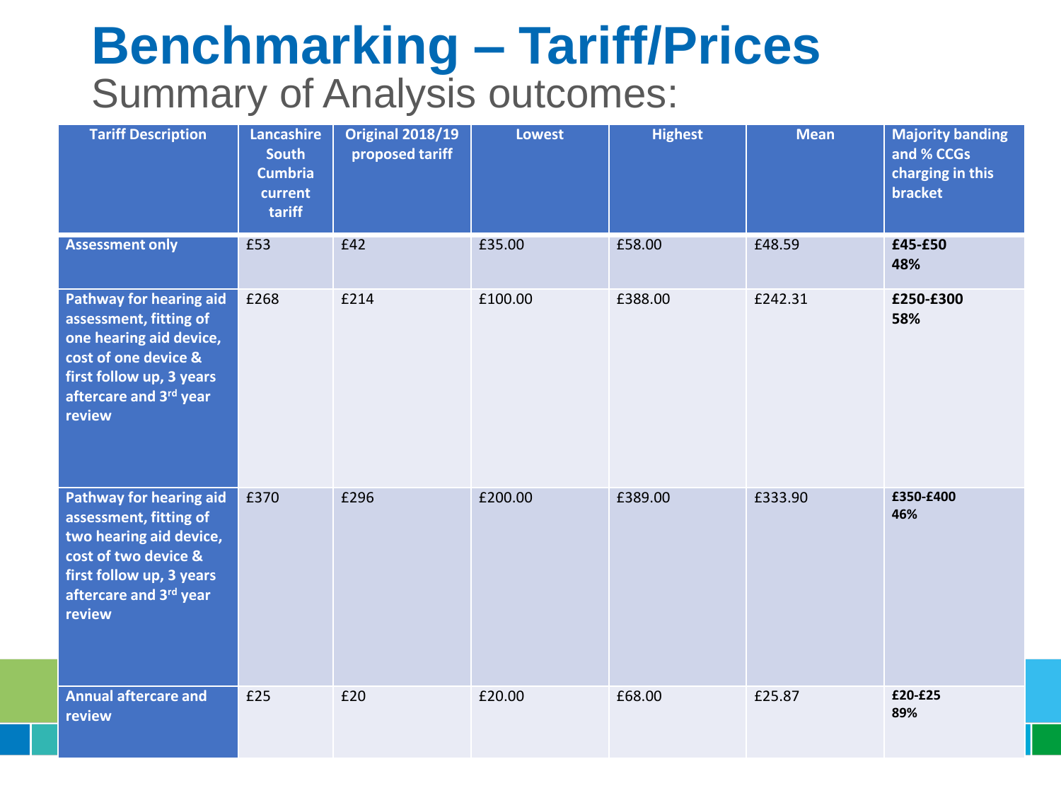# Benchmarking – Tariff/Prices

## Summary of Analysis outcomes:

| Tariff Description | Lancashire South Cumbria current tariff | Original 2018/19 proposed tariff | Lowest | Highest | Mean | Majority banding and % CCGs charging in this bracket |
|---|---|---|---|---|---|---|
| **Assessment only** | £53 | £42 | £35.00 | £58.00 | £48.59 | **£45-£50 48%** |
| **Pathway for hearing aid assessment, fitting of one hearing aid device, cost of one device & first follow up, 3 years aftercare and 3rd year review** | £268 | £214 | £100.00 | £388.00 | £242.31 | **£250-£300 58%** |
| **Pathway for hearing aid assessment, fitting of two hearing aid device, cost of two device & first follow up, 3 years aftercare and 3rd year review** | £370 | £296 | £200.00 | £389.00 | £333.90 | **£350-£400 46%** |
| **Annual aftercare and review** | £25 | £20 | £20.00 | £68.00 | £25.87 | **£20-£25 89%** |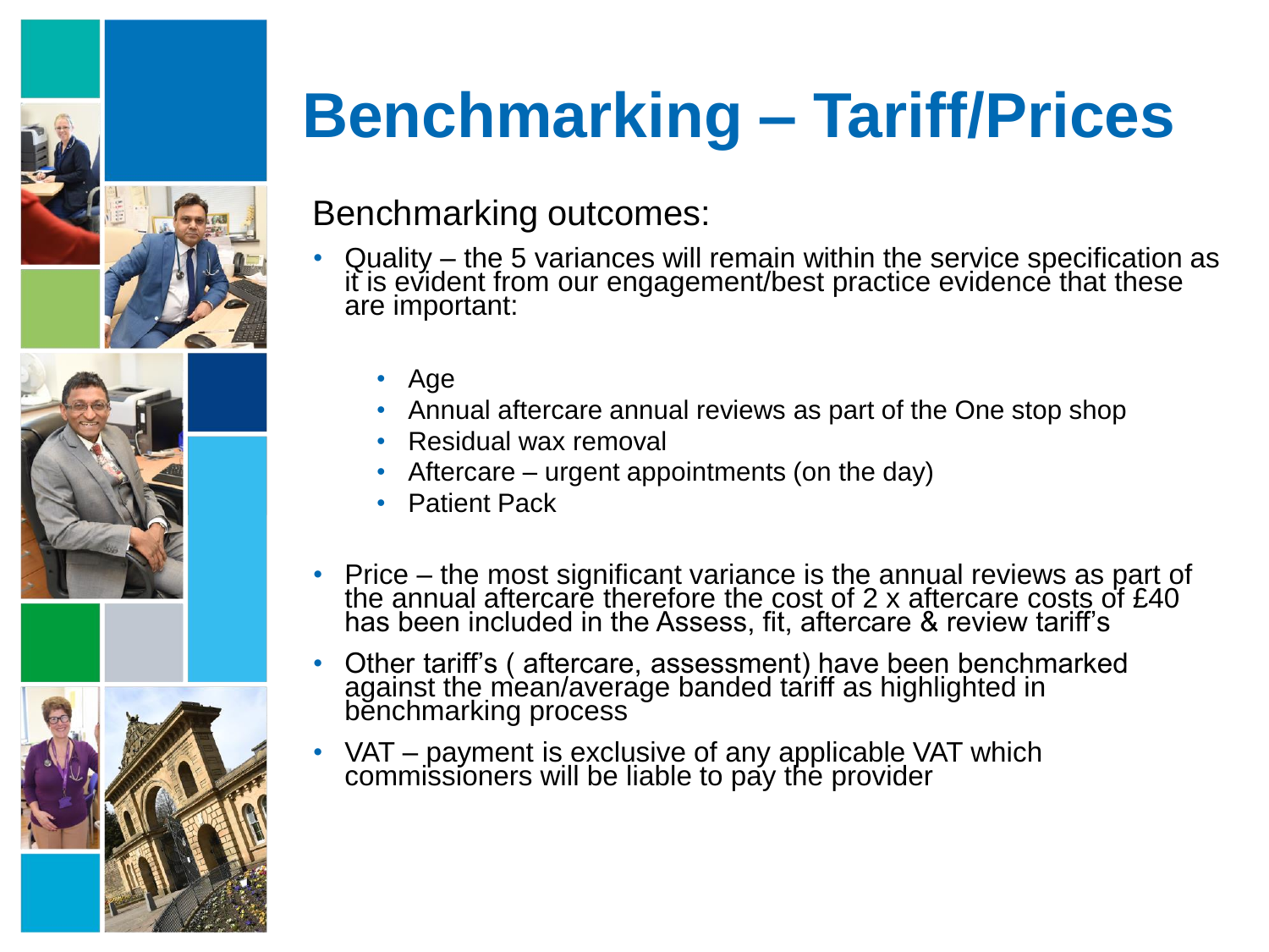# Benchmarking – Tariff/Prices

Benchmarking outcomes:

- Quality – the 5 variances will remain within the service specification as it is evident from our engagement/best practice evidence that these are important:
  - Age
  - Annual aftercare annual reviews as part of the One stop shop
  - Residual wax removal
  - Aftercare – urgent appointments (on the day)
  - Patient Pack
- Price – the most significant variance is the annual reviews as part of the annual aftercare therefore the cost of 2 x aftercare costs of £40 has been included in the Assess, fit, aftercare & review tariff's
- Other tariff's ( aftercare, assessment) have been benchmarked against the mean/average banded tariff as highlighted in benchmarking process
- VAT – payment is exclusive of any applicable VAT which commissioners will be liable to pay the provider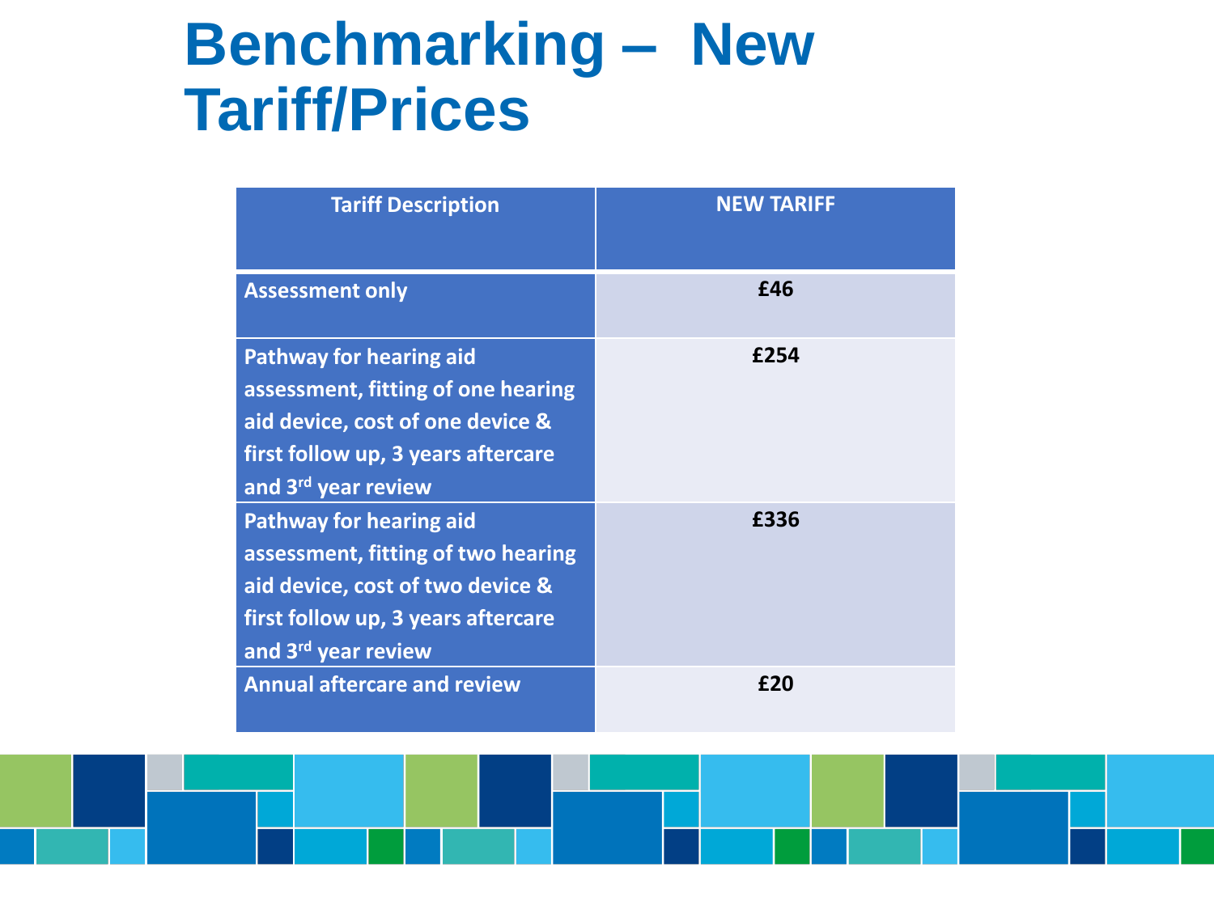# Benchmarking – New Tariff/Prices

| Tariff Description | NEW TARIFF |
|---|---|
| Assessment only | £46 |
| Pathway for hearing aid assessment, fitting of one hearing aid device, cost of one device & first follow up, 3 years aftercare and 3rd year review | £254 |
| Pathway for hearing aid assessment, fitting of two hearing aid device, cost of two device & first follow up, 3 years aftercare and 3rd year review | £336 |
| Annual aftercare and review | £20 |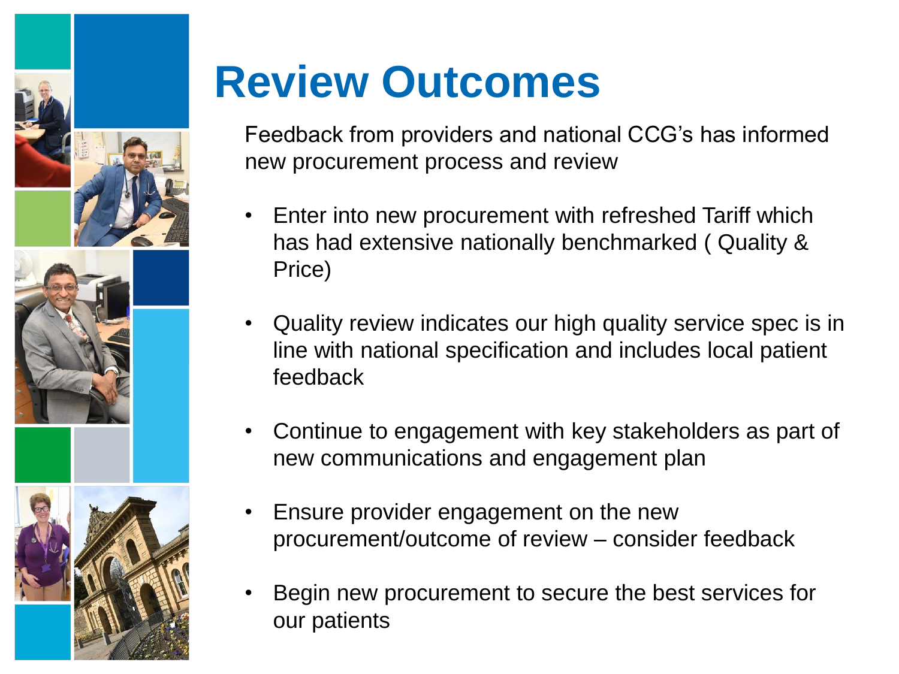# Review Outcomes

Feedback from providers and national CCG's has informed new procurement process and review

- Enter into new procurement with refreshed Tariff which has had extensive nationally benchmarked ( Quality & Price)
- Quality review indicates our high quality service spec is in line with national specification and includes local patient feedback
- Continue to engagement with key stakeholders as part of new communications and engagement plan
- Ensure provider engagement on the new procurement/outcome of review – consider feedback
- Begin new procurement to secure the best services for our patients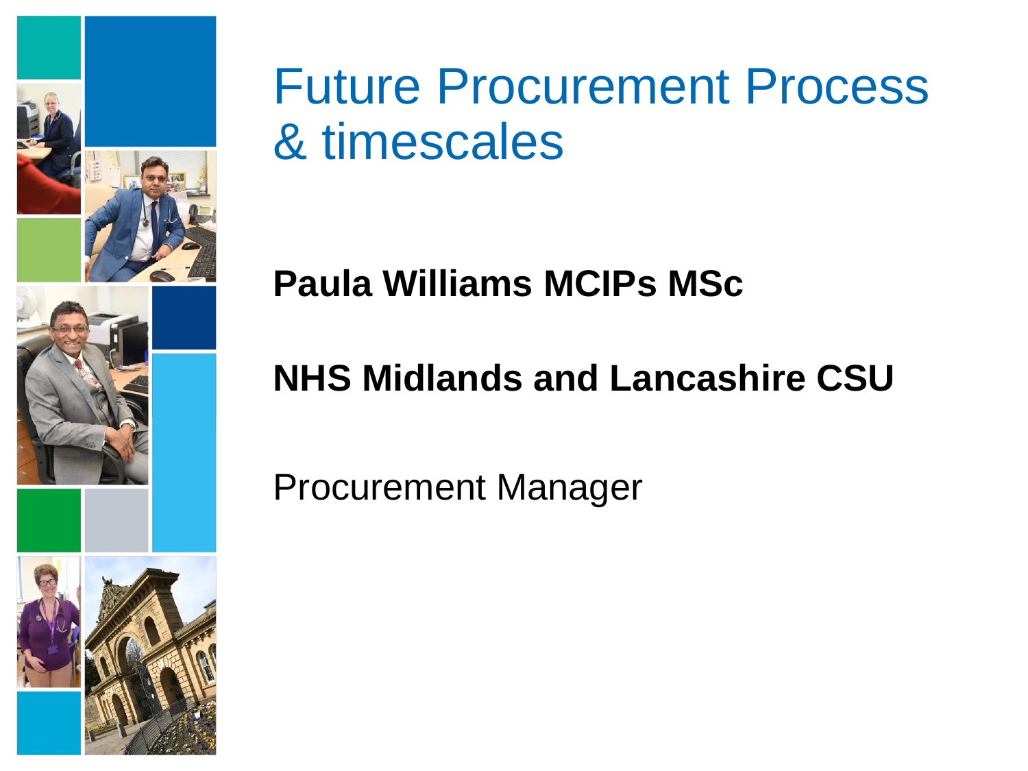# Future Procurement Process & timescales

**Paula Williams MCIPs MSc**

**NHS Midlands and Lancashire CSU**

Procurement Manager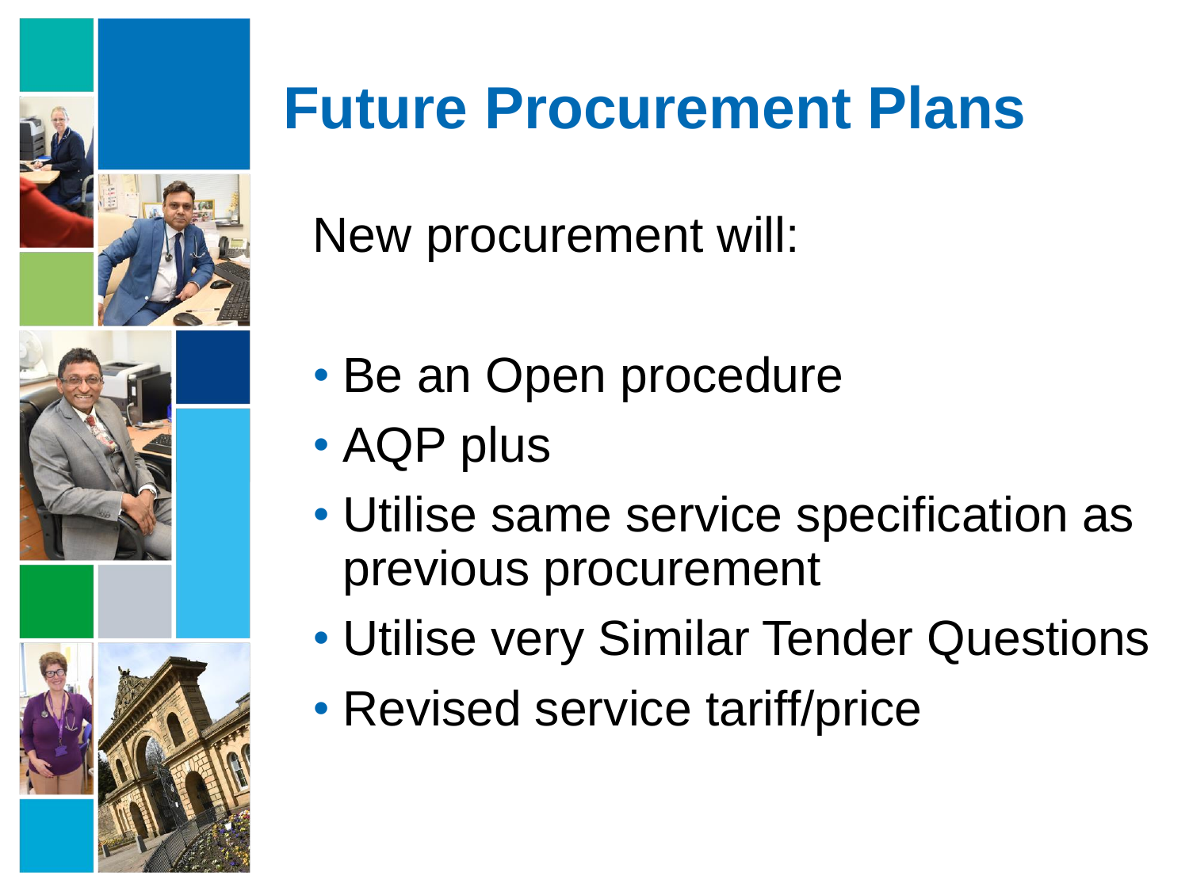# Future Procurement Plans

New procurement will:

- Be an Open procedure
- AQP plus
- Utilise same service specification as previous procurement
- Utilise very Similar Tender Questions
- Revised service tariff/price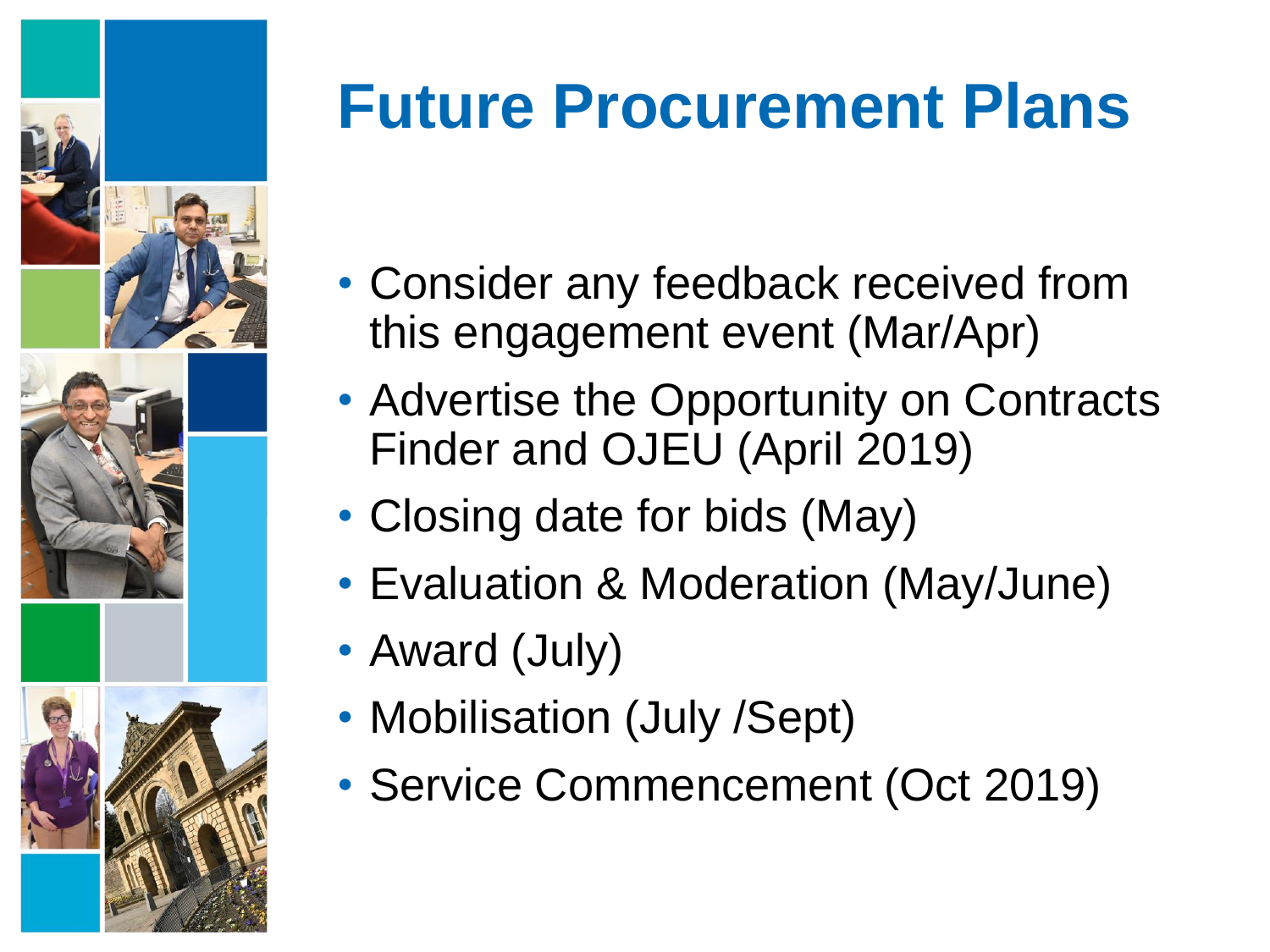# Future Procurement Plans

- Consider any feedback received from this engagement event (Mar/Apr)
- Advertise the Opportunity on Contracts Finder and OJEU (April 2019)
- Closing date for bids (May)
- Evaluation & Moderation (May/June)
- Award (July)
- Mobilisation (July /Sept)
- Service Commencement (Oct 2019)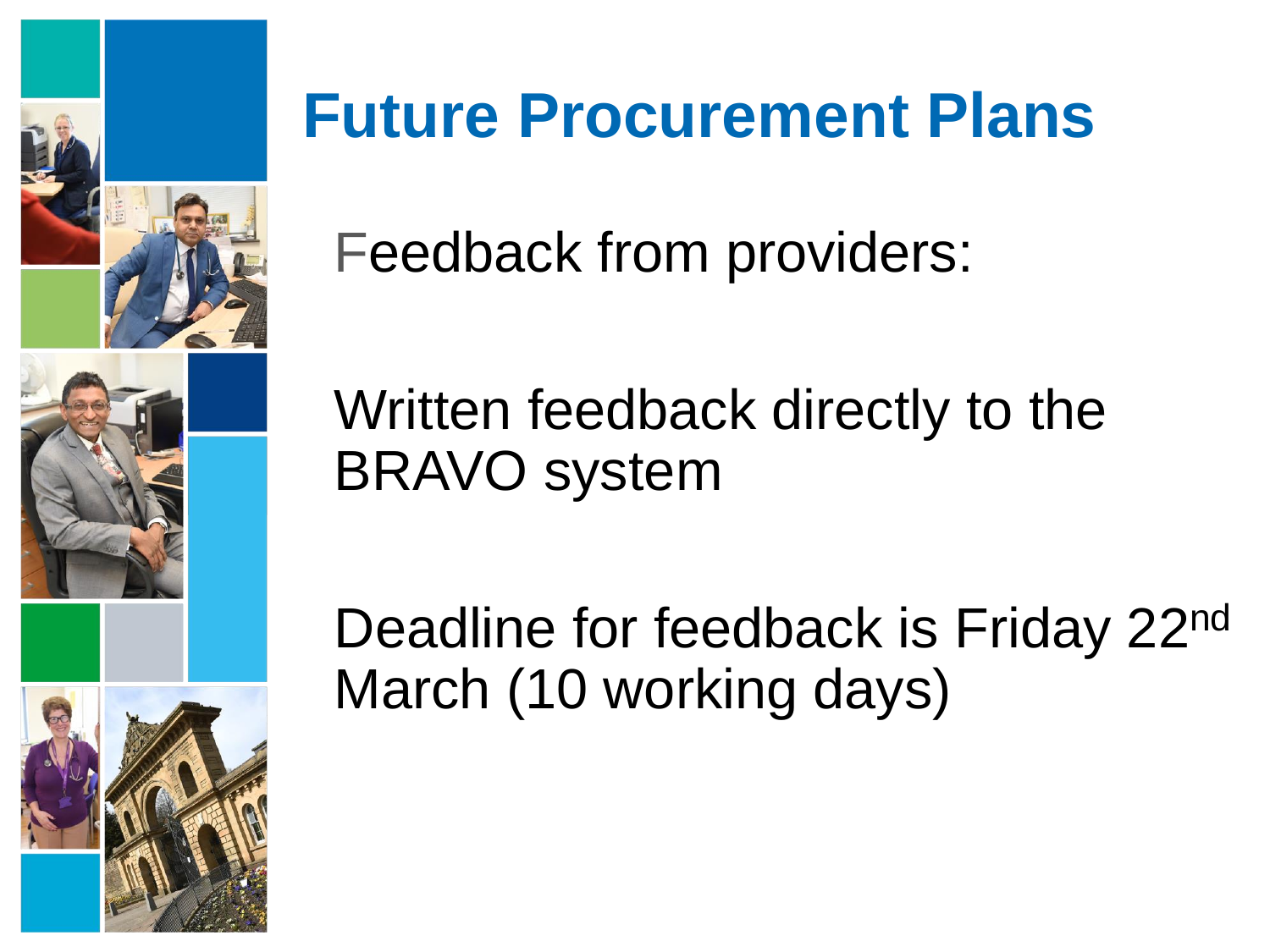# Future Procurement Plans

Feedback from providers:

Written feedback directly to the BRAVO system

Deadline for feedback is Friday 22nd March (10 working days)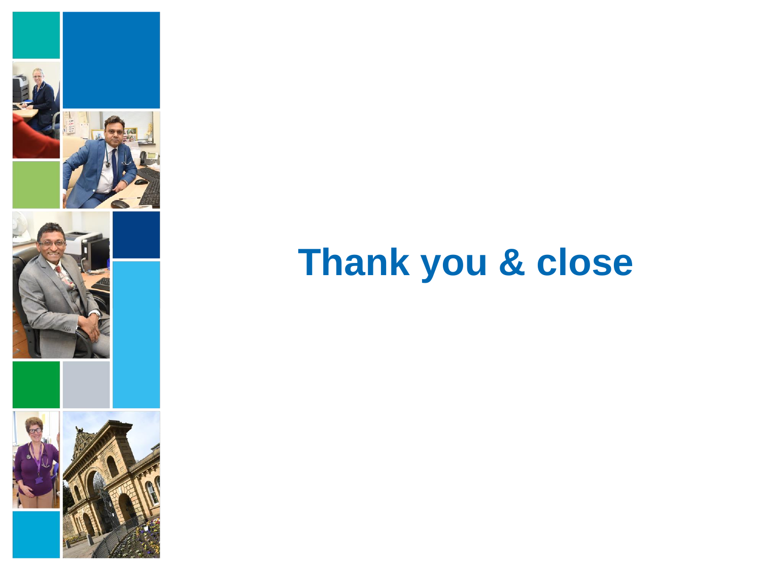# Thank you & close